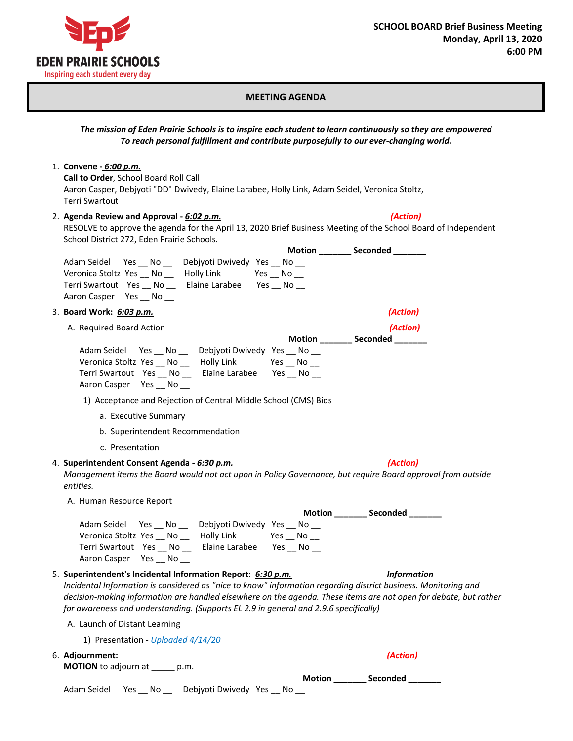**EDEN PRAIRIE SCHOOLS**
Inspiring each student every day

**SCHOOL BOARD Brief Business Meeting**
**Monday, April 13, 2020**
**6:00 PM**

## MEETING AGENDA

***The mission of Eden Prairie Schools is to inspire each student to learn continuously so they are empowered To reach personal fulfillment and contribute purposefully to our ever-changing world.***

1. **Convene -** ***6:00 p.m.***
   **Call to Order**, School Board Roll Call
   Aaron Casper, Debjyoti "DD" Dwivedy, Elaine Larabee, Holly Link, Adam Seidel, Veronica Stoltz, Terri Swartout

2. **Agenda Review and Approval -** ***6:02 p.m.*** ***(Action)***
   RESOLVE to approve the agenda for the April 13, 2020 Brief Business Meeting of the School Board of Independent School District 272, Eden Prairie Schools.

   **Motion _______ Seconded _______**

   Adam Seidel Yes __ No __ Debjyoti Dwivedy Yes __ No __
   Veronica Stoltz Yes __ No __ Holly Link Yes __ No __
   Terri Swartout Yes __ No __ Elaine Larabee Yes __ No __
   Aaron Casper Yes __ No __

3. **Board Work:** ***6:03 p.m.*** ***(Action)***

   A. Required Board Action ***(Action)***

   **Motion _______ Seconded _______**

   Adam Seidel Yes __ No __ Debjyoti Dwivedy Yes __ No __
   Veronica Stoltz Yes __ No __ Holly Link Yes __ No __
   Terri Swartout Yes __ No __ Elaine Larabee Yes __ No __
   Aaron Casper Yes __ No __

   1) Acceptance and Rejection of Central Middle School (CMS) Bids
      a. Executive Summary
      b. Superintendent Recommendation
      c. Presentation

4. **Superintendent Consent Agenda -** ***6:30 p.m.*** ***(Action)***
   *Management items the Board would not act upon in Policy Governance, but require Board approval from outside entities.*

   A. Human Resource Report

   **Motion _______ Seconded _______**

   Adam Seidel Yes __ No __ Debjyoti Dwivedy Yes __ No __
   Veronica Stoltz Yes __ No __ Holly Link Yes __ No __
   Terri Swartout Yes __ No __ Elaine Larabee Yes __ No __
   Aaron Casper Yes __ No __

5. **Superintendent's Incidental Information Report:** ***6:30 p.m.*** ***Information***
   *Incidental Information is considered as "nice to know" information regarding district business. Monitoring and decision-making information are handled elsewhere on the agenda. These items are not open for debate, but rather for awareness and understanding. (Supports EL 2.9 in general and 2.9.6 specifically)*

   A. Launch of Distant Learning

   1) Presentation - *Uploaded 4/14/20*

6. **Adjournment:** ***(Action)***
   **MOTION** to adjourn at _____ p.m.

   **Motion _______ Seconded _______**

   Adam Seidel Yes __ No __ Debjyoti Dwivedy Yes __ No __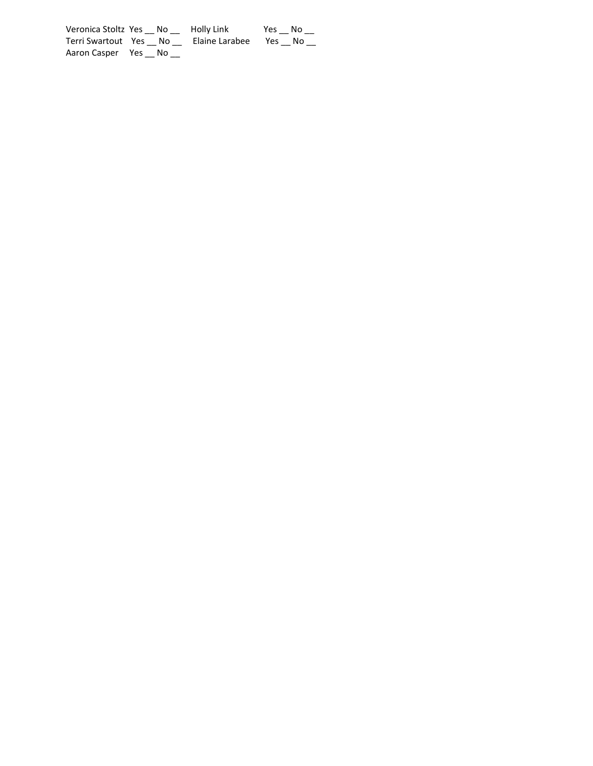Veronica Stoltz Yes __ No __ Holly Link Yes __ No __
Terri Swartout Yes __ No __ Elaine Larabee Yes __ No __
Aaron Casper Yes __ No __